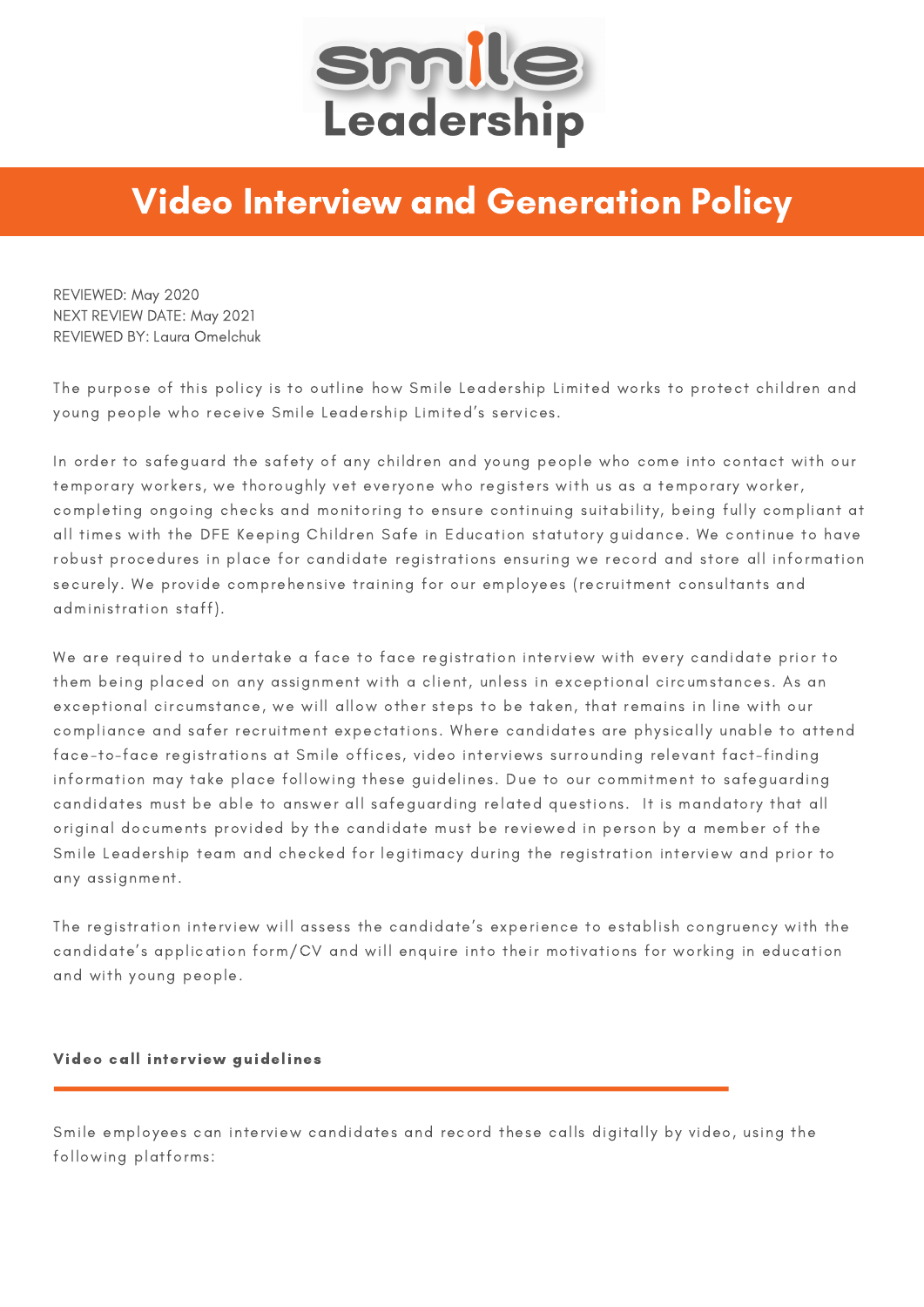Smile Leadership

# Video Interview and Generation Policy

REVIEWED: May 2020
NEXT REVIEW DATE: May 2021
REVIEWED BY: Laura Omelchuk

The purpose of this policy is to outline how Smile Leadership Limited works to protect children and young people who receive Smile Leadership Limited's services.

In order to safeguard the safety of any children and young people who come into contact with our temporary workers, we thoroughly vet everyone who registers with us as a temporary worker, completing ongoing checks and monitoring to ensure continuing suitability, being fully compliant at all times with the DFE Keeping Children Safe in Education statutory guidance. We continue to have robust procedures in place for candidate registrations ensuring we record and store all information securely. We provide comprehensive training for our employees (recruitment consultants and administration staff).

We are required to undertake a face to face registration interview with every candidate prior to them being placed on any assignment with a client, unless in exceptional circumstances. As an exceptional circumstance, we will allow other steps to be taken, that remains in line with our compliance and safer recruitment expectations. Where candidates are physically unable to attend face-to-face registrations at Smile offices, video interviews surrounding relevant fact-finding information may take place following these guidelines. Due to our commitment to safeguarding candidates must be able to answer all safeguarding related questions. It is mandatory that all original documents provided by the candidate must be reviewed in person by a member of the Smile Leadership team and checked for legitimacy during the registration interview and prior to any assignment.

The registration interview will assess the candidate's experience to establish congruency with the candidate's application form/CV and will enquire into their motivations for working in education and with young people.

### Video call interview guidelines

Smile employees can interview candidates and record these calls digitally by video, using the following platforms: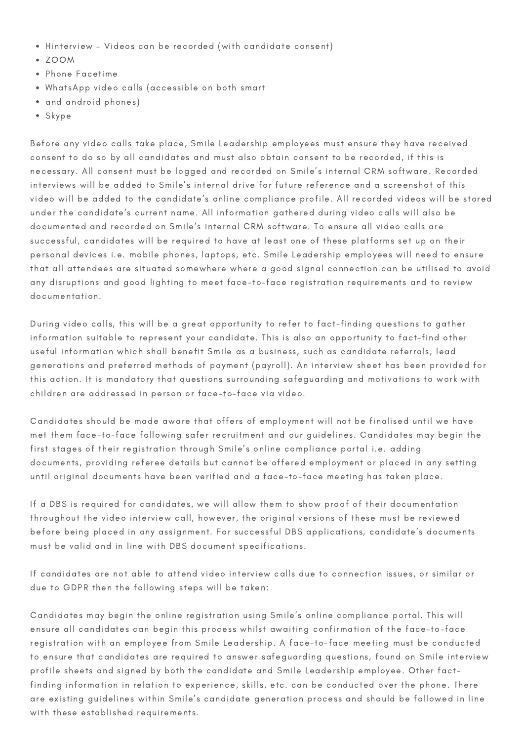- Hinterview - Videos can be recorded (with candidate consent)
- ZOOM
- Phone Facetime
- WhatsApp video calls (accessible on both smart
- and android phones)
- Skype

Before any video calls take place, Smile Leadership employees must ensure they have received consent to do so by all candidates and must also obtain consent to be recorded, if this is necessary. All consent must be logged and recorded on Smile's internal CRM software. Recorded interviews will be added to Smile's internal drive for future reference and a screenshot of this video will be added to the candidate's online compliance profile. All recorded videos will be stored under the candidate's current name. All information gathered during video calls will also be documented and recorded on Smile's internal CRM software. To ensure all video calls are successful, candidates will be required to have at least one of these platforms set up on their personal devices i.e. mobile phones, laptops, etc. Smile Leadership employees will need to ensure that all attendees are situated somewhere where a good signal connection can be utilised to avoid any disruptions and good lighting to meet face-to-face registration requirements and to review documentation.

During video calls, this will be a great opportunity to refer to fact-finding questions to gather information suitable to represent your candidate. This is also an opportunity to fact-find other useful information which shall benefit Smile as a business, such as candidate referrals, lead generations and preferred methods of payment (payroll). An interview sheet has been provided for this action. It is mandatory that questions surrounding safeguarding and motivations to work with children are addressed in person or face-to-face via video.

Candidates should be made aware that offers of employment will not be finalised until we have met them face-to-face following safer recruitment and our guidelines. Candidates may begin the first stages of their registration through Smile's online compliance portal i.e. adding documents, providing referee details but cannot be offered employment or placed in any setting until original documents have been verified and a face-to-face meeting has taken place.

If a DBS is required for candidates, we will allow them to show proof of their documentation throughout the video interview call, however, the original versions of these must be reviewed before being placed in any assignment. For successful DBS applications, candidate's documents must be valid and in line with DBS document specifications.

If candidates are not able to attend video interview calls due to connection issues, or similar or due to GDPR then the following steps will be taken:

Candidates may begin the online registration using Smile's online compliance portal. This will ensure all candidates can begin this process whilst awaiting confirmation of the face-to-face registration with an employee from Smile Leadership. A face-to-face meeting must be conducted to ensure that candidates are required to answer safeguarding questions, found on Smile interview profile sheets and signed by both the candidate and Smile Leadership employee. Other fact-finding information in relation to experience, skills, etc. can be conducted over the phone. There are existing guidelines within Smile's candidate generation process and should be followed in line with these established requirements.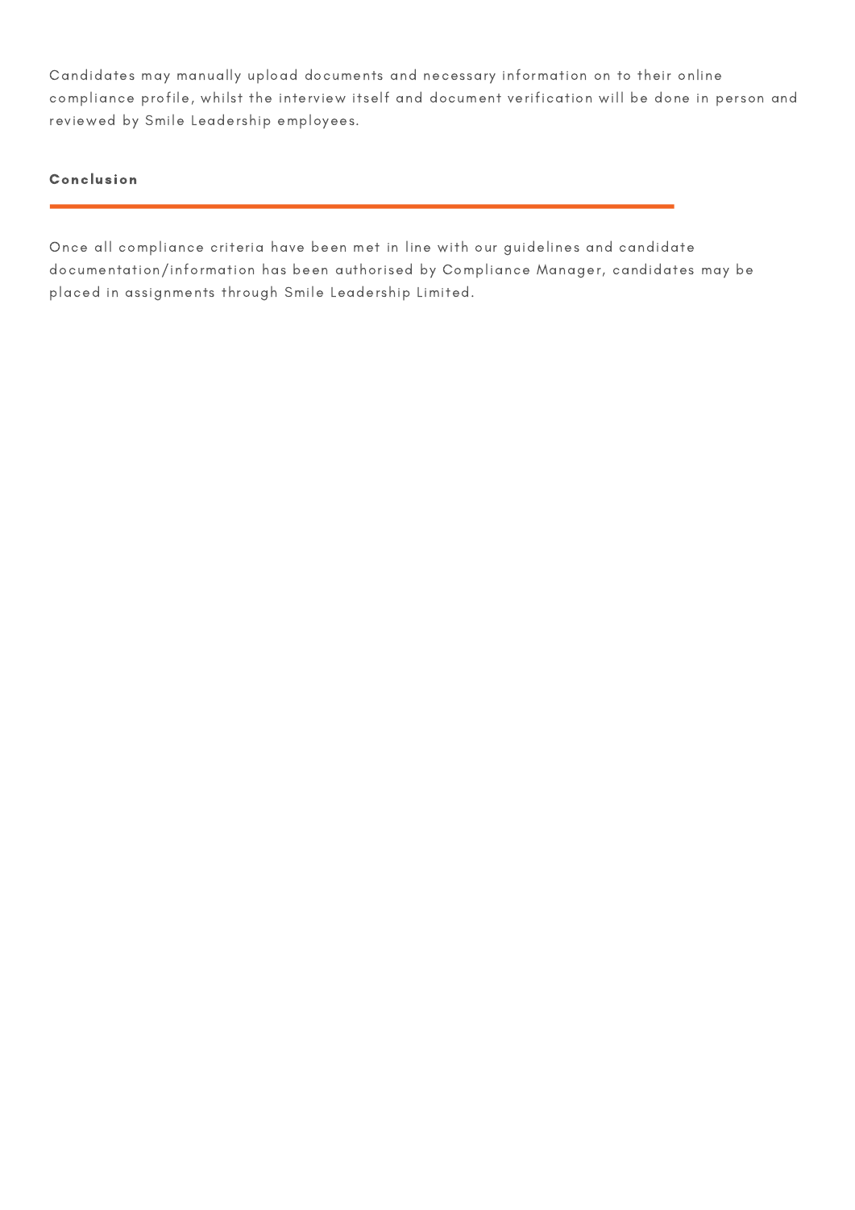Candidates may manually upload documents and necessary information on to their online compliance profile, whilst the interview itself and document verification will be done in person and reviewed by Smile Leadership employees.

### Conclusion

Once all compliance criteria have been met in line with our guidelines and candidate documentation/information has been authorised by Compliance Manager, candidates may be placed in assignments through Smile Leadership Limited.